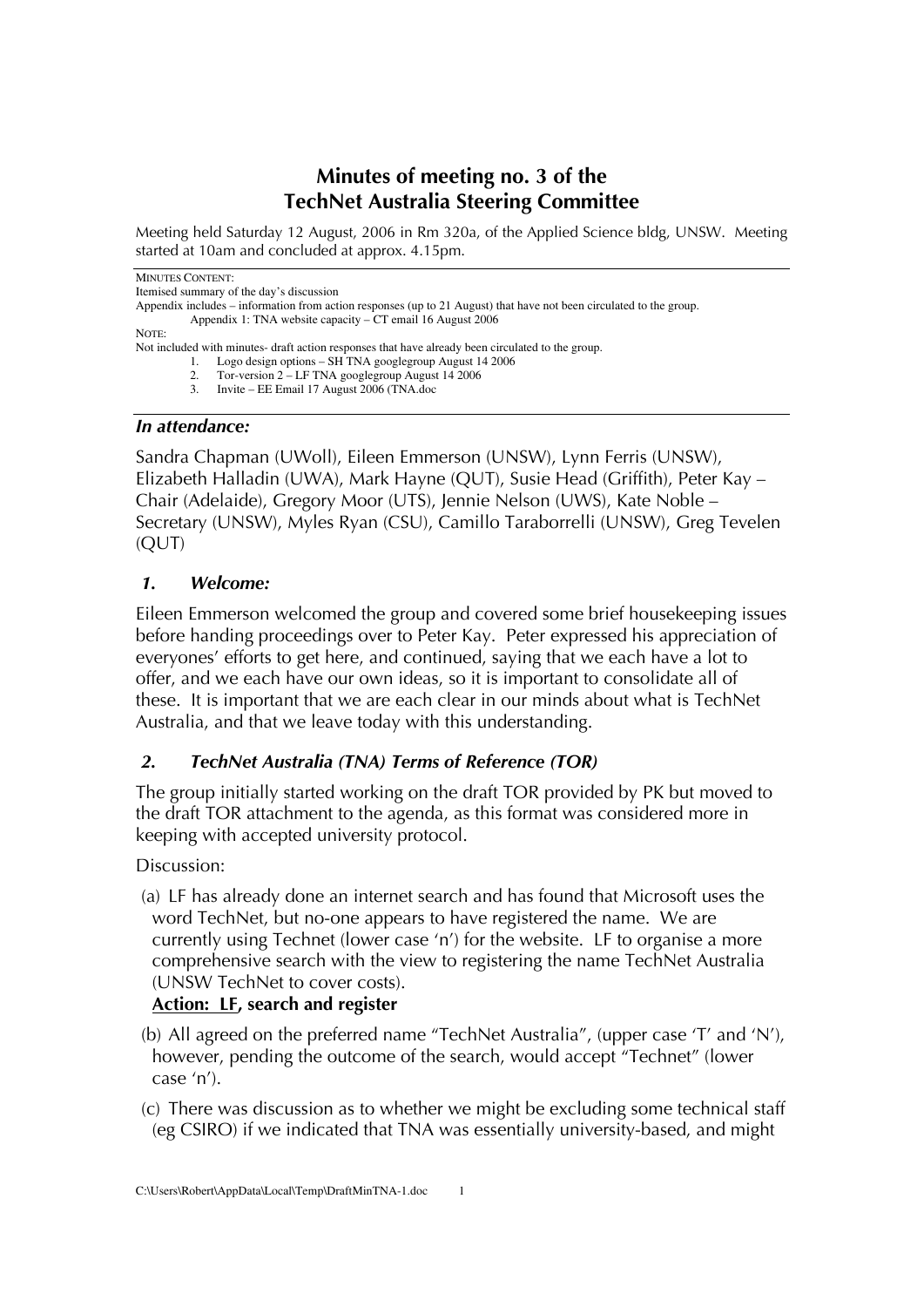# Minutes of meeting no. 3 of the TechNet Australia Steering Committee

Meeting held Saturday 12 August, 2006 in Rm 320a, of the Applied Science bldg, UNSW. Meeting started at 10am and concluded at approx. 4.15pm.

---

MINUTES CONTENT:

Itemised summary of the day's discussion

Appendix includes – information from action responses (up to 21 August) that have not been circulated to the group.

Appendix 1: TNA website capacity – CT email 16 August 2006

NOTE:

Not included with minutes- draft action responses that have already been circulated to the group.

1. Logo design options – SH TNA googlegroup August 14 2006
2. Tor-version 2 – LF TNA googlegroup August 14 2006
3. Invite – EE Email 17 August 2006 (TNA.doc

---

### *In attendance:*

Sandra Chapman (UWoll), Eileen Emmerson (UNSW), Lynn Ferris (UNSW), Elizabeth Halladin (UWA), Mark Hayne (QUT), Susie Head (Griffith), Peter Kay – Chair (Adelaide), Gregory Moor (UTS), Jennie Nelson (UWS), Kate Noble – Secretary (UNSW), Myles Ryan (CSU), Camillo Taraborrelli (UNSW), Greg Tevelen (QUT)

### *1. Welcome:*

Eileen Emmerson welcomed the group and covered some brief housekeeping issues before handing proceedings over to Peter Kay. Peter expressed his appreciation of everyones' efforts to get here, and continued, saying that we each have a lot to offer, and we each have our own ideas, so it is important to consolidate all of these. It is important that we are each clear in our minds about what is TechNet Australia, and that we leave today with this understanding.

### *2. TechNet Australia (TNA) Terms of Reference (TOR)*

The group initially started working on the draft TOR provided by PK but moved to the draft TOR attachment to the agenda, as this format was considered more in keeping with accepted university protocol.

Discussion:

(a) LF has already done an internet search and has found that Microsoft uses the word TechNet, but no-one appears to have registered the name. We are currently using Technet (lower case 'n') for the website. LF to organise a more comprehensive search with the view to registering the name TechNet Australia (UNSW TechNet to cover costs).
**<u>Action: LF</u>, search and register**

(b) All agreed on the preferred name "TechNet Australia", (upper case 'T' and 'N'), however, pending the outcome of the search, would accept "Technet" (lower case 'n').

(c) There was discussion as to whether we might be excluding some technical staff (eg CSIRO) if we indicated that TNA was essentially university-based, and might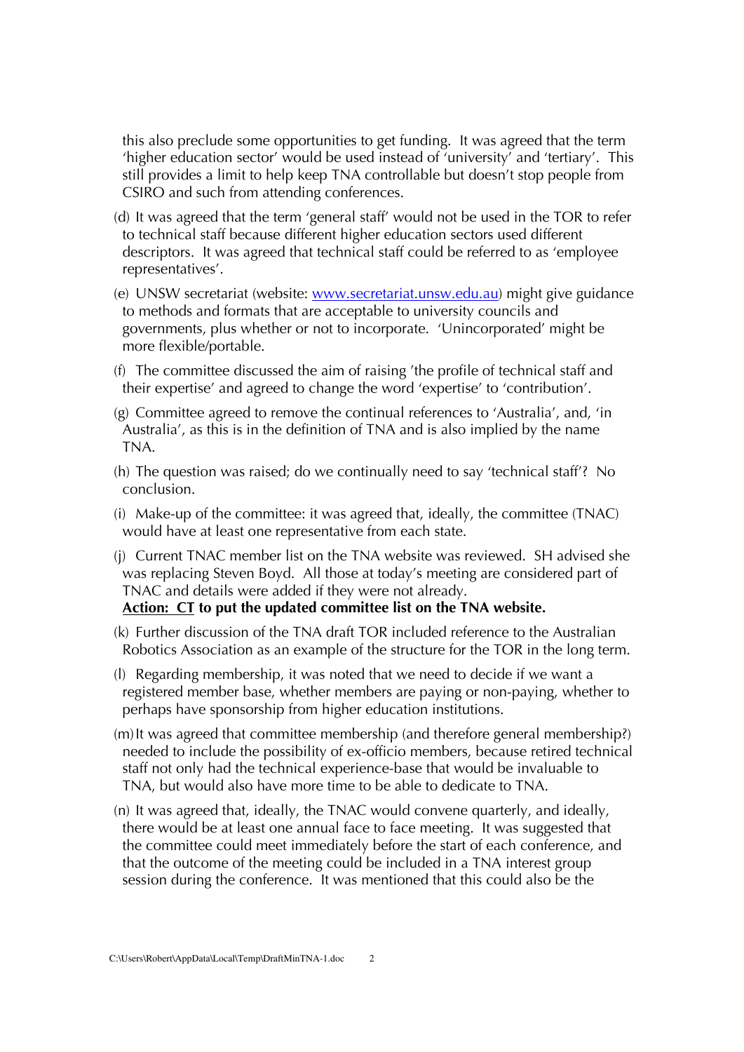this also preclude some opportunities to get funding. It was agreed that the term 'higher education sector' would be used instead of 'university' and 'tertiary'. This still provides a limit to help keep TNA controllable but doesn't stop people from CSIRO and such from attending conferences.

(d) It was agreed that the term 'general staff' would not be used in the TOR to refer to technical staff because different higher education sectors used different descriptors. It was agreed that technical staff could be referred to as 'employee representatives'.

(e) UNSW secretariat (website: [www.secretariat.unsw.edu.au](http://www.secretariat.unsw.edu.au)) might give guidance to methods and formats that are acceptable to university councils and governments, plus whether or not to incorporate. 'Unincorporated' might be more flexible/portable.

(f) The committee discussed the aim of raising 'the profile of technical staff and their expertise' and agreed to change the word 'expertise' to 'contribution'.

(g) Committee agreed to remove the continual references to 'Australia', and, 'in Australia', as this is in the definition of TNA and is also implied by the name TNA.

(h) The question was raised; do we continually need to say 'technical staff'? No conclusion.

(i) Make-up of the committee: it was agreed that, ideally, the committee (TNAC) would have at least one representative from each state.

(j) Current TNAC member list on the TNA website was reviewed. SH advised she was replacing Steven Boyd. All those at today's meeting are considered part of TNAC and details were added if they were not already.
**<u>Action: CT</u> to put the updated committee list on the TNA website.**

(k) Further discussion of the TNA draft TOR included reference to the Australian Robotics Association as an example of the structure for the TOR in the long term.

(l) Regarding membership, it was noted that we need to decide if we want a registered member base, whether members are paying or non-paying, whether to perhaps have sponsorship from higher education institutions.

(m) It was agreed that committee membership (and therefore general membership?) needed to include the possibility of ex-officio members, because retired technical staff not only had the technical experience-base that would be invaluable to TNA, but would also have more time to be able to dedicate to TNA.

(n) It was agreed that, ideally, the TNAC would convene quarterly, and ideally, there would be at least one annual face to face meeting. It was suggested that the committee could meet immediately before the start of each conference, and that the outcome of the meeting could be included in a TNA interest group session during the conference. It was mentioned that this could also be the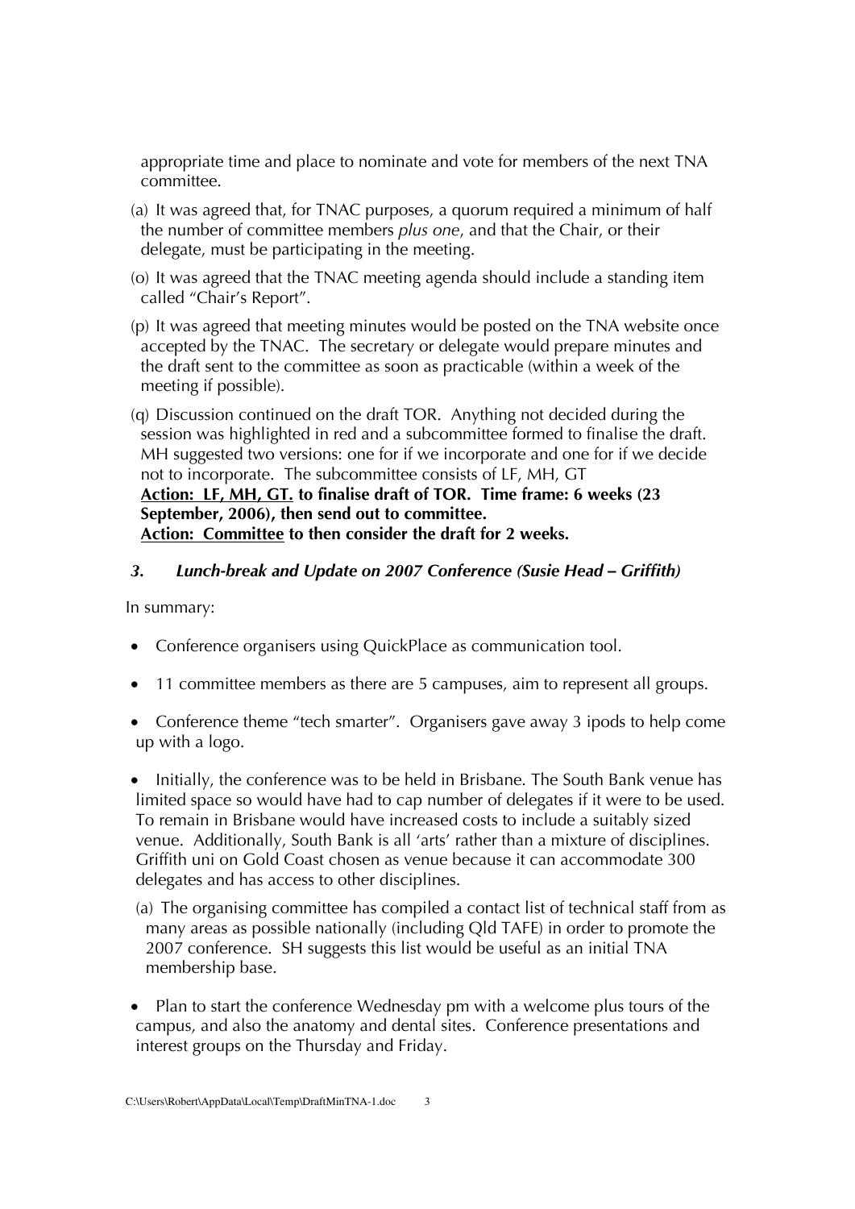appropriate time and place to nominate and vote for members of the next TNA committee.

(a) It was agreed that, for TNAC purposes, a quorum required a minimum of half the number of committee members *plus one*, and that the Chair, or their delegate, must be participating in the meeting.

(o) It was agreed that the TNAC meeting agenda should include a standing item called "Chair's Report".

(p) It was agreed that meeting minutes would be posted on the TNA website once accepted by the TNAC. The secretary or delegate would prepare minutes and the draft sent to the committee as soon as practicable (within a week of the meeting if possible).

(q) Discussion continued on the draft TOR. Anything not decided during the session was highlighted in red and a subcommittee formed to finalise the draft. MH suggested two versions: one for if we incorporate and one for if we decide not to incorporate. The subcommittee consists of LF, MH, GT
**<u>Action: LF, MH, GT.</u> to finalise draft of TOR. Time frame: 6 weeks (23 September, 2006), then send out to committee.**
**<u>Action: Committee</u> to then consider the draft for 2 weeks.**

### *3. Lunch-break and Update on 2007 Conference (Susie Head – Griffith)*

In summary:

- Conference organisers using QuickPlace as communication tool.
- 11 committee members as there are 5 campuses, aim to represent all groups.
- Conference theme "tech smarter". Organisers gave away 3 ipods to help come up with a logo.
- Initially, the conference was to be held in Brisbane. The South Bank venue has limited space so would have had to cap number of delegates if it were to be used. To remain in Brisbane would have increased costs to include a suitably sized venue. Additionally, South Bank is all 'arts' rather than a mixture of disciplines. Griffith uni on Gold Coast chosen as venue because it can accommodate 300 delegates and has access to other disciplines.

(a) The organising committee has compiled a contact list of technical staff from as many areas as possible nationally (including Qld TAFE) in order to promote the 2007 conference. SH suggests this list would be useful as an initial TNA membership base.

- Plan to start the conference Wednesday pm with a welcome plus tours of the campus, and also the anatomy and dental sites. Conference presentations and interest groups on the Thursday and Friday.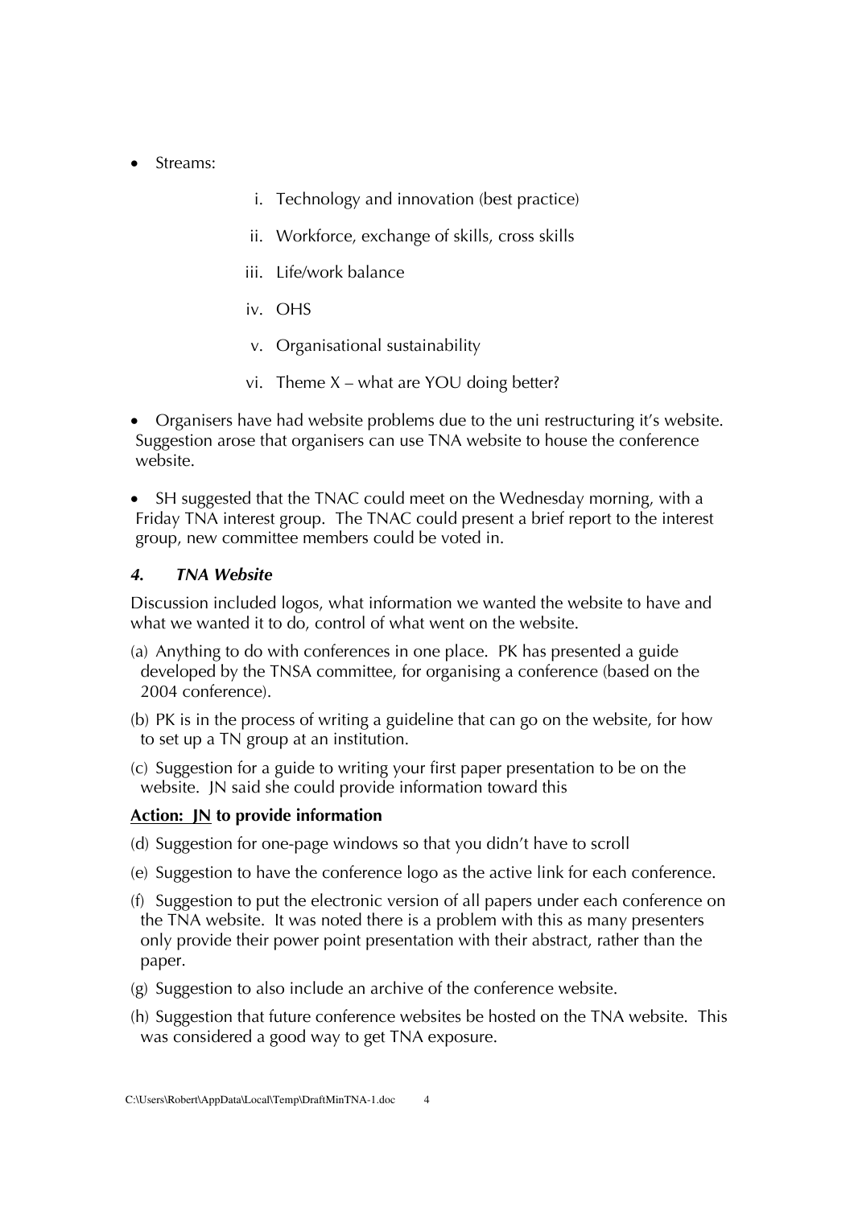- Streams:

    i. Technology and innovation (best practice)

    ii. Workforce, exchange of skills, cross skills

    iii. Life/work balance

    iv. OHS

    v. Organisational sustainability

    vi. Theme X – what are YOU doing better?

- Organisers have had website problems due to the uni restructuring it's website. Suggestion arose that organisers can use TNA website to house the conference website.

- SH suggested that the TNAC could meet on the Wednesday morning, with a Friday TNA interest group. The TNAC could present a brief report to the interest group, new committee members could be voted in.

### *4. TNA Website*

Discussion included logos, what information we wanted the website to have and what we wanted it to do, control of what went on the website.

(a) Anything to do with conferences in one place. PK has presented a guide developed by the TNSA committee, for organising a conference (based on the 2004 conference).

(b) PK is in the process of writing a guideline that can go on the website, for how to set up a TN group at an institution.

(c) Suggestion for a guide to writing your first paper presentation to be on the website. JN said she could provide information toward this

**Action: JN to provide information**

(d) Suggestion for one-page windows so that you didn't have to scroll

(e) Suggestion to have the conference logo as the active link for each conference.

(f) Suggestion to put the electronic version of all papers under each conference on the TNA website. It was noted there is a problem with this as many presenters only provide their power point presentation with their abstract, rather than the paper.

(g) Suggestion to also include an archive of the conference website.

(h) Suggestion that future conference websites be hosted on the TNA website. This was considered a good way to get TNA exposure.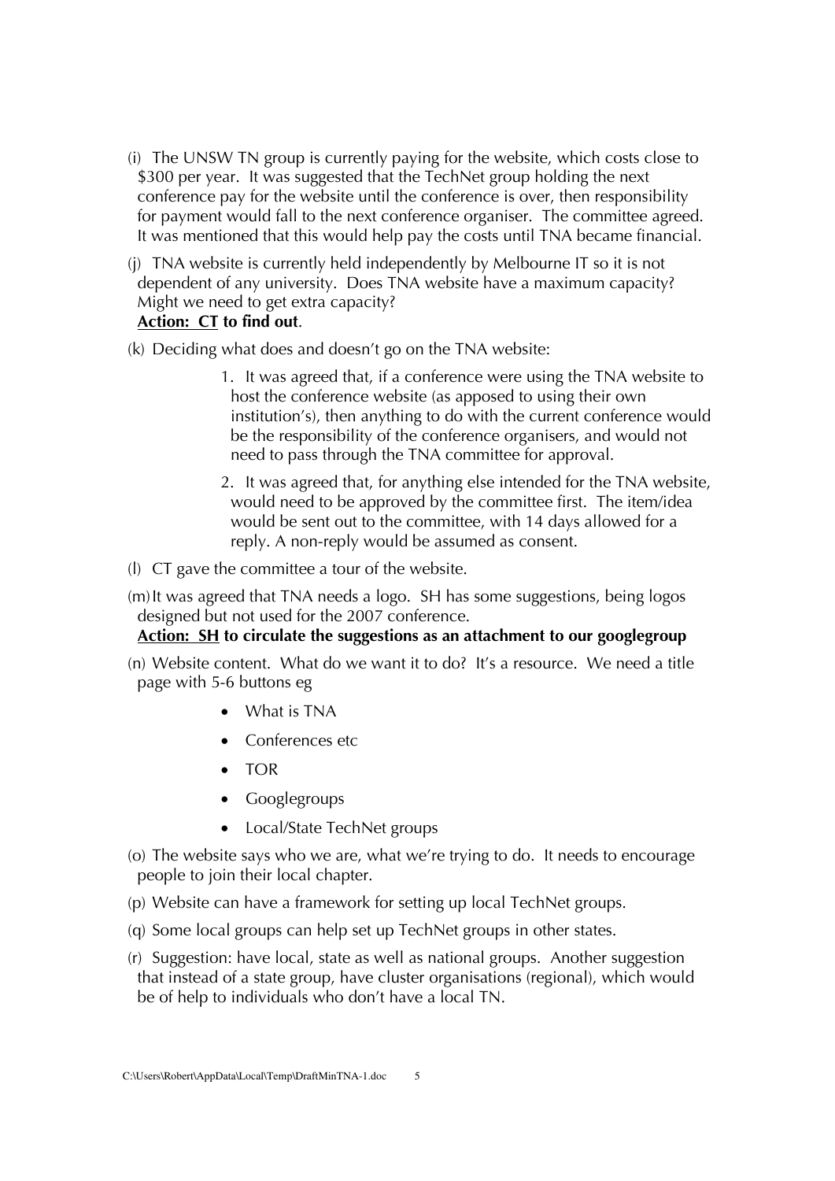(i) The UNSW TN group is currently paying for the website, which costs close to $300 per year. It was suggested that the TechNet group holding the next conference pay for the website until the conference is over, then responsibility for payment would fall to the next conference organiser. The committee agreed. It was mentioned that this would help pay the costs until TNA became financial.

(j) TNA website is currently held independently by Melbourne IT so it is not dependent of any university. Does TNA website have a maximum capacity? Might we need to get extra capacity?
**Action: <u>CT</u> to find out**.

(k) Deciding what does and doesn't go on the TNA website:

1. It was agreed that, if a conference were using the TNA website to host the conference website (as apposed to using their own institution's), then anything to do with the current conference would be the responsibility of the conference organisers, and would not need to pass through the TNA committee for approval.
2. It was agreed that, for anything else intended for the TNA website, would need to be approved by the committee first. The item/idea would be sent out to the committee, with 14 days allowed for a reply. A non-reply would be assumed as consent.

(l) CT gave the committee a tour of the website.

(m) It was agreed that TNA needs a logo. SH has some suggestions, being logos designed but not used for the 2007 conference.
**Action: <u>SH</u> to circulate the suggestions as an attachment to our googlegroup**

(n) Website content. What do we want it to do? It's a resource. We need a title page with 5-6 buttons eg

- What is TNA
- Conferences etc
- TOR
- Googlegroups
- Local/State TechNet groups

(o) The website says who we are, what we're trying to do. It needs to encourage people to join their local chapter.

(p) Website can have a framework for setting up local TechNet groups.

(q) Some local groups can help set up TechNet groups in other states.

(r) Suggestion: have local, state as well as national groups. Another suggestion that instead of a state group, have cluster organisations (regional), which would be of help to individuals who don't have a local TN.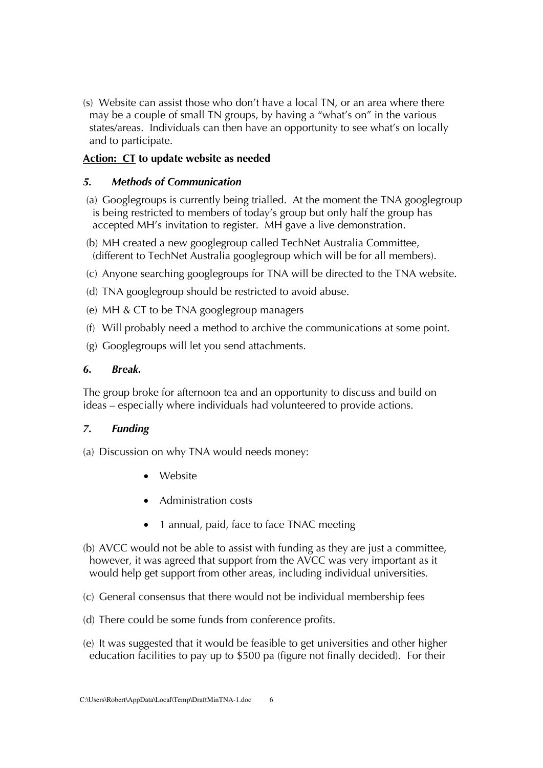(s) Website can assist those who don't have a local TN, or an area where there may be a couple of small TN groups, by having a "what's on" in the various states/areas. Individuals can then have an opportunity to see what's on locally and to participate.

**<u>Action: CT</u> to update website as needed**

### *5. Methods of Communication*

(a) Googlegroups is currently being trialled. At the moment the TNA googlegroup is being restricted to members of today's group but only half the group has accepted MH's invitation to register. MH gave a live demonstration.

(b) MH created a new googlegroup called TechNet Australia Committee, (different to TechNet Australia googlegroup which will be for all members).

(c) Anyone searching googlegroups for TNA will be directed to the TNA website.

(d) TNA googlegroup should be restricted to avoid abuse.

(e) MH & CT to be TNA googlegroup managers

(f) Will probably need a method to archive the communications at some point.

(g) Googlegroups will let you send attachments.

### *6. Break.*

The group broke for afternoon tea and an opportunity to discuss and build on ideas – especially where individuals had volunteered to provide actions.

### *7. Funding*

(a) Discussion on why TNA would needs money:

- Website
- Administration costs
- 1 annual, paid, face to face TNAC meeting

(b) AVCC would not be able to assist with funding as they are just a committee, however, it was agreed that support from the AVCC was very important as it would help get support from other areas, including individual universities.

(c) General consensus that there would not be individual membership fees

(d) There could be some funds from conference profits.

(e) It was suggested that it would be feasible to get universities and other higher education facilities to pay up to $500 pa (figure not finally decided). For their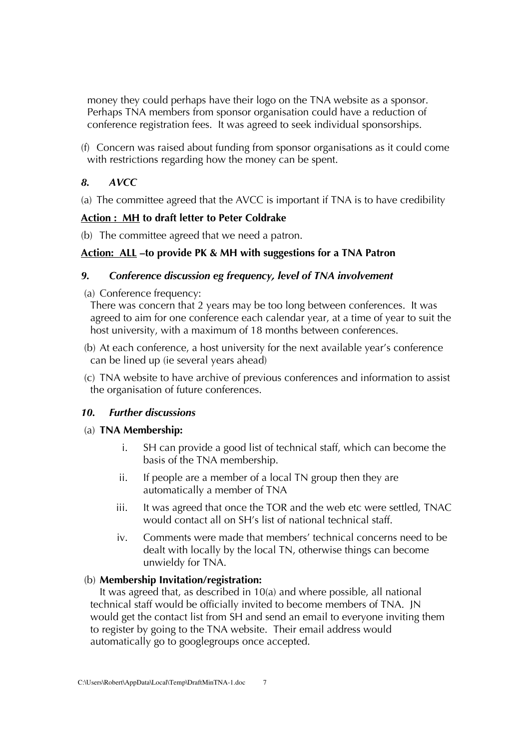money they could perhaps have their logo on the TNA website as a sponsor. Perhaps TNA members from sponsor organisation could have a reduction of conference registration fees. It was agreed to seek individual sponsorships.

(f) Concern was raised about funding from sponsor organisations as it could come with restrictions regarding how the money can be spent.

### *8. AVCC*

(a) The committee agreed that the AVCC is important if TNA is to have credibility

**<u>Action : MH</u> to draft letter to Peter Coldrake**

(b) The committee agreed that we need a patron.

**<u>Action: ALL</u> –to provide PK & MH with suggestions for a TNA Patron**

### *9. Conference discussion eg frequency, level of TNA involvement*

(a) Conference frequency:
There was concern that 2 years may be too long between conferences. It was agreed to aim for one conference each calendar year, at a time of year to suit the host university, with a maximum of 18 months between conferences.

(b) At each conference, a host university for the next available year's conference can be lined up (ie several years ahead)

(c) TNA website to have archive of previous conferences and information to assist the organisation of future conferences.

### *10. Further discussions*

(a) **TNA Membership:**

i. SH can provide a good list of technical staff, which can become the basis of the TNA membership.

ii. If people are a member of a local TN group then they are automatically a member of TNA

iii. It was agreed that once the TOR and the web etc were settled, TNAC would contact all on SH's list of national technical staff.

iv. Comments were made that members' technical concerns need to be dealt with locally by the local TN, otherwise things can become unwieldy for TNA.

(b) **Membership Invitation/registration:**
It was agreed that, as described in 10(a) and where possible, all national technical staff would be officially invited to become members of TNA. JN would get the contact list from SH and send an email to everyone inviting them to register by going to the TNA website. Their email address would automatically go to googlegroups once accepted.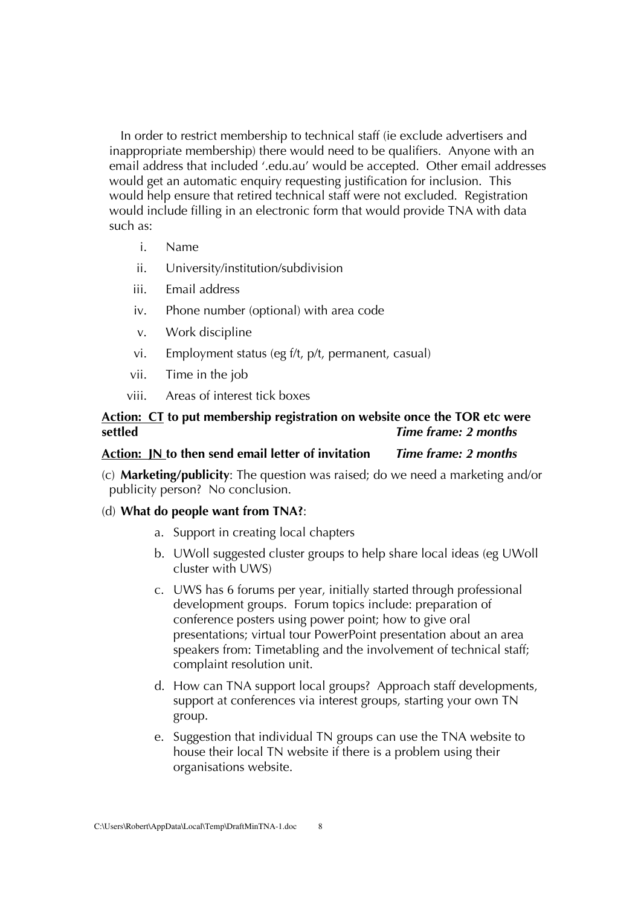In order to restrict membership to technical staff (ie exclude advertisers and inappropriate membership) there would need to be qualifiers. Anyone with an email address that included '.edu.au' would be accepted. Other email addresses would get an automatic enquiry requesting justification for inclusion. This would help ensure that retired technical staff were not excluded. Registration would include filling in an electronic form that would provide TNA with data such as:

i. Name
ii. University/institution/subdivision
iii. Email address
iv. Phone number (optional) with area code
v. Work discipline
vi. Employment status (eg f/t, p/t, permanent, casual)
vii. Time in the job
viii. Areas of interest tick boxes

**Action: CT to put membership registration on website once the TOR etc were settled** ***Time frame: 2 months***

**Action: JN to then send email letter of invitation** ***Time frame: 2 months***

(c) **Marketing/publicity**: The question was raised; do we need a marketing and/or publicity person? No conclusion.

(d) **What do people want from TNA?**:

a. Support in creating local chapters
b. UWoll suggested cluster groups to help share local ideas (eg UWoll cluster with UWS)
c. UWS has 6 forums per year, initially started through professional development groups. Forum topics include: preparation of conference posters using power point; how to give oral presentations; virtual tour PowerPoint presentation about an area speakers from: Timetabling and the involvement of technical staff; complaint resolution unit.
d. How can TNA support local groups? Approach staff developments, support at conferences via interest groups, starting your own TN group.
e. Suggestion that individual TN groups can use the TNA website to house their local TN website if there is a problem using their organisations website.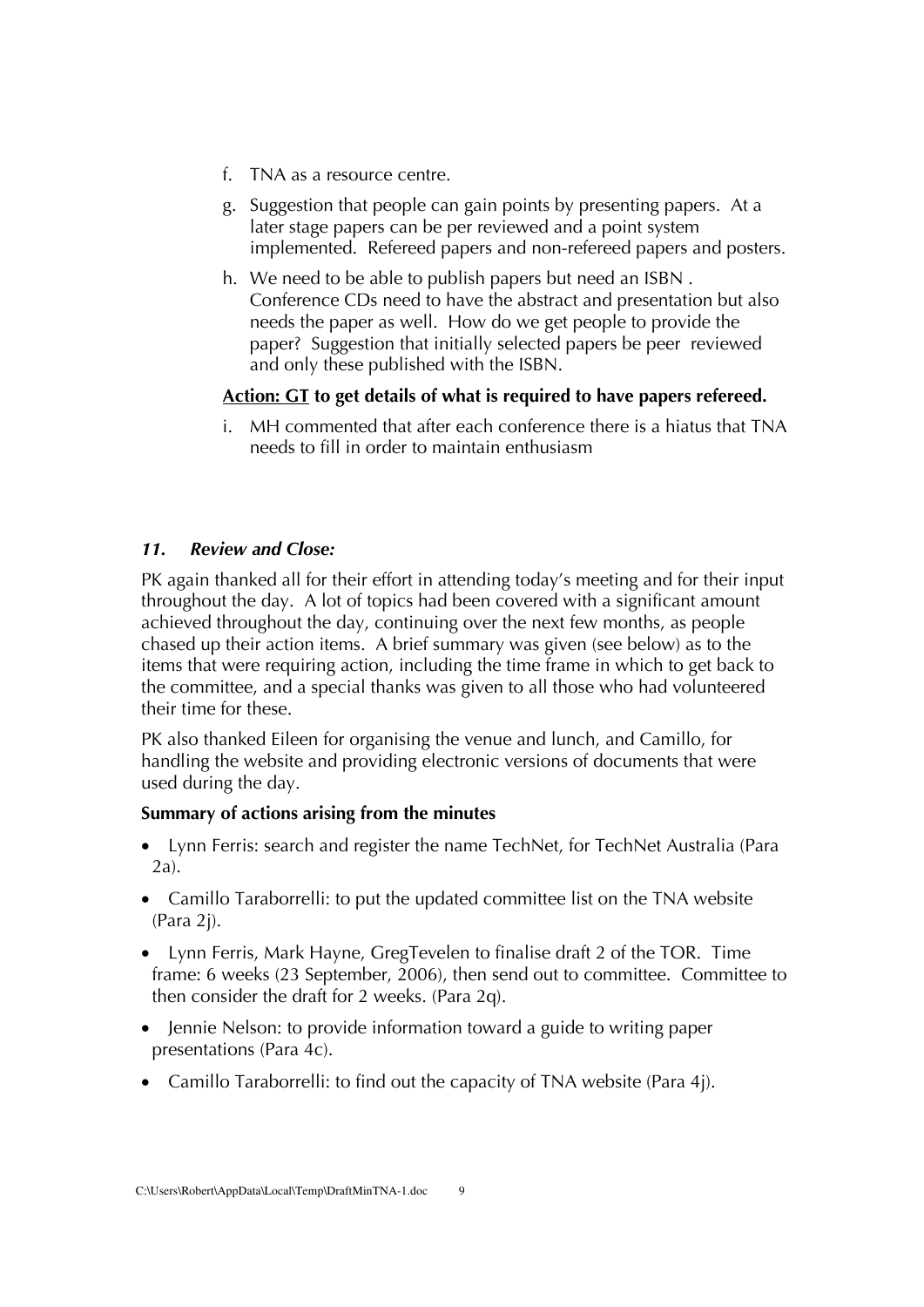f. TNA as a resource centre.

g. Suggestion that people can gain points by presenting papers. At a later stage papers can be per reviewed and a point system implemented. Refereed papers and non-refereed papers and posters.

h. We need to be able to publish papers but need an ISBN . Conference CDs need to have the abstract and presentation but also needs the paper as well. How do we get people to provide the paper? Suggestion that initially selected papers be peer reviewed and only these published with the ISBN.

**<u>Action: GT</u> to get details of what is required to have papers refereed.**

i. MH commented that after each conference there is a hiatus that TNA needs to fill in order to maintain enthusiasm

### *11. Review and Close:*

PK again thanked all for their effort in attending today's meeting and for their input throughout the day. A lot of topics had been covered with a significant amount achieved throughout the day, continuing over the next few months, as people chased up their action items. A brief summary was given (see below) as to the items that were requiring action, including the time frame in which to get back to the committee, and a special thanks was given to all those who had volunteered their time for these.

PK also thanked Eileen for organising the venue and lunch, and Camillo, for handling the website and providing electronic versions of documents that were used during the day.

**Summary of actions arising from the minutes**

- Lynn Ferris: search and register the name TechNet, for TechNet Australia (Para 2a).
- Camillo Taraborrelli: to put the updated committee list on the TNA website (Para 2j).
- Lynn Ferris, Mark Hayne, GregTevelen to finalise draft 2 of the TOR. Time frame: 6 weeks (23 September, 2006), then send out to committee. Committee to then consider the draft for 2 weeks. (Para 2q).
- Jennie Nelson: to provide information toward a guide to writing paper presentations (Para 4c).
- Camillo Taraborrelli: to find out the capacity of TNA website (Para 4j).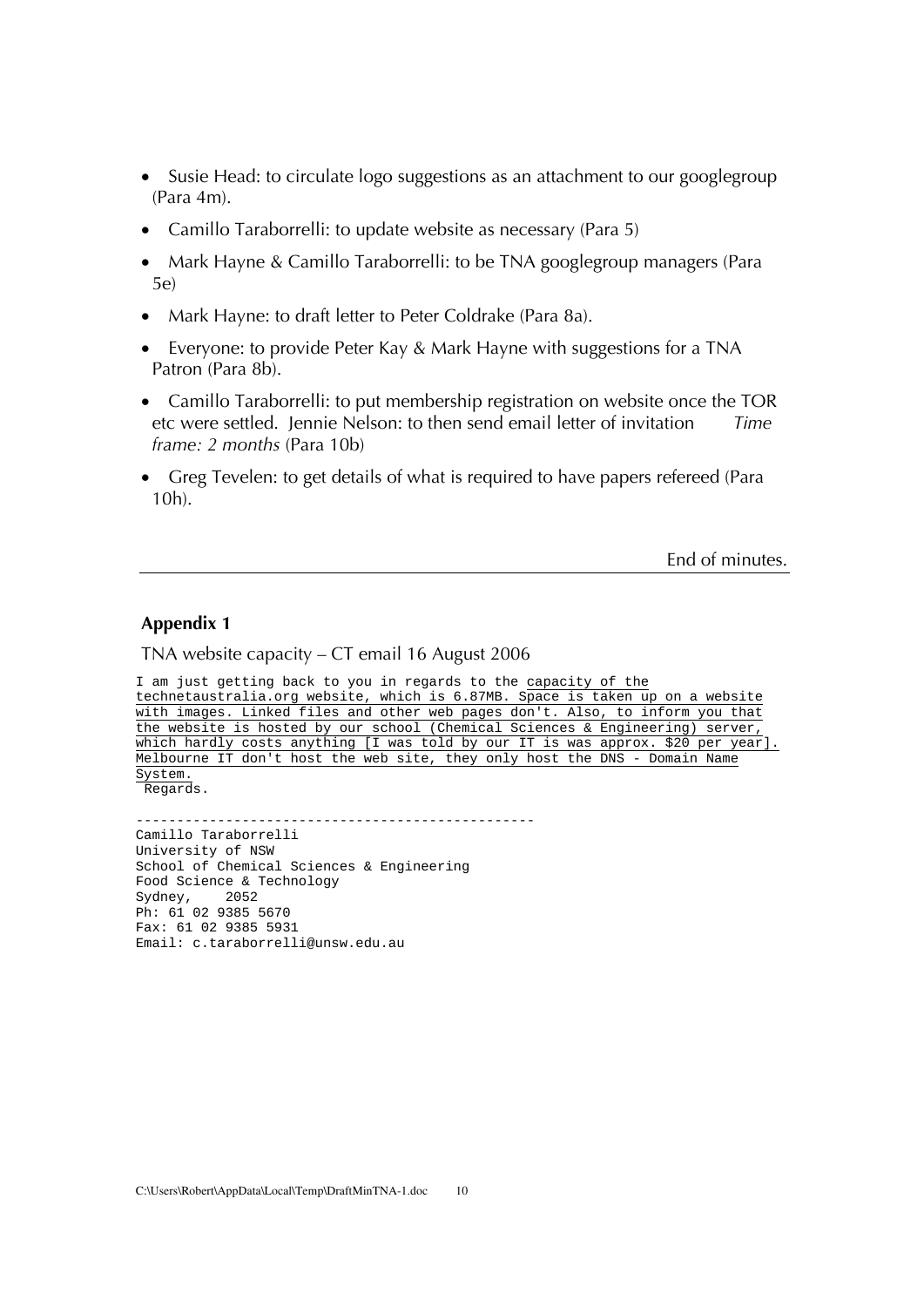- Susie Head: to circulate logo suggestions as an attachment to our googlegroup (Para 4m).
- Camillo Taraborrelli: to update website as necessary (Para 5)
- Mark Hayne & Camillo Taraborrelli: to be TNA googlegroup managers (Para 5e)
- Mark Hayne: to draft letter to Peter Coldrake (Para 8a).
- Everyone: to provide Peter Kay & Mark Hayne with suggestions for a TNA Patron (Para 8b).
- Camillo Taraborrelli: to put membership registration on website once the TOR etc were settled. Jennie Nelson: to then send email letter of invitation *Time frame: 2 months* (Para 10b)
- Greg Tevelen: to get details of what is required to have papers refereed (Para 10h).

End of minutes.

---

## Appendix 1

TNA website capacity – CT email 16 August 2006

```
I am just getting back to you in regards to the capacity of the
technetaustralia.org website, which is 6.87MB. Space is taken up on a website
with images. Linked files and other web pages don't. Also, to inform you that
the website is hosted by our school (Chemical Sciences & Engineering) server,
which hardly costs anything [I was told by our IT is was approx. $20 per year].
Melbourne IT don't host the web site, they only host the DNS - Domain Name
System.
 Regards.

------------------------------------------------
Camillo Taraborrelli
University of NSW
School of Chemical Sciences & Engineering
Food Science & Technology
Sydney,    2052
Ph: 61 02 9385 5670
Fax: 61 02 9385 5931
Email: c.taraborrelli@unsw.edu.au
```

C:\Users\Robert\AppData\Local\Temp\DraftMinTNA-1.doc